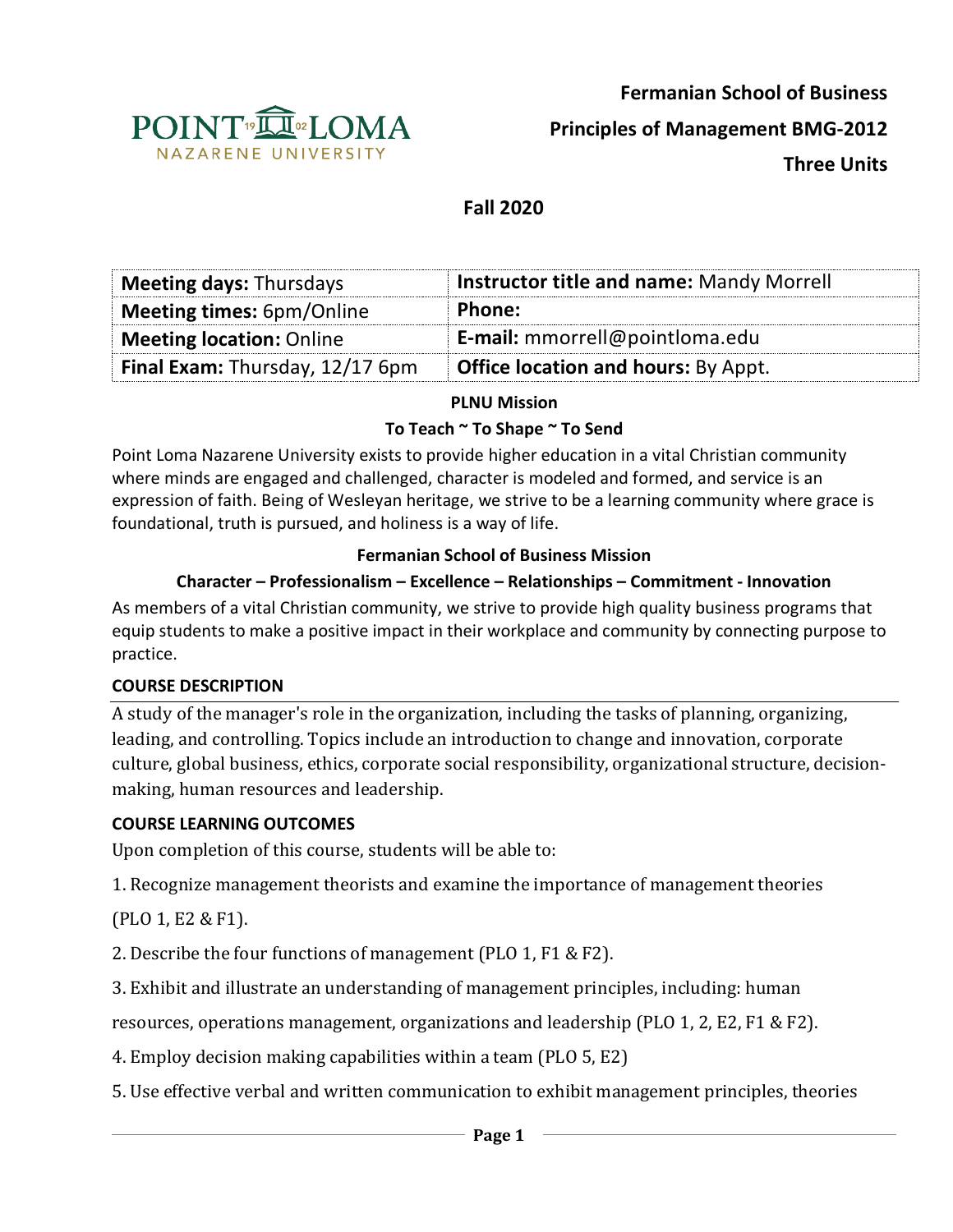POINT LOMA NAZARENE UNIVERSITY

**Fermanian School of Business**

**Principles of Management BMG-2012**

**Three Units**

## Fall 2020

| **Meeting days:** Thursdays | **Instructor title and name:** Mandy Morrell |
|---|---|
| **Meeting times:** 6pm/Online | **Phone:** |
| **Meeting location:** Online | **E-mail:** mmorrell@pointloma.edu |
| **Final Exam:** Thursday, 12/17 6pm | **Office location and hours:** By Appt. |

**PLNU Mission**

**To Teach ~ To Shape ~ To Send**

Point Loma Nazarene University exists to provide higher education in a vital Christian community where minds are engaged and challenged, character is modeled and formed, and service is an expression of faith. Being of Wesleyan heritage, we strive to be a learning community where grace is foundational, truth is pursued, and holiness is a way of life.

**Fermanian School of Business Mission**

**Character – Professionalism – Excellence – Relationships – Commitment - Innovation**

As members of a vital Christian community, we strive to provide high quality business programs that equip students to make a positive impact in their workplace and community by connecting purpose to practice.

### COURSE DESCRIPTION

A study of the manager's role in the organization, including the tasks of planning, organizing, leading, and controlling. Topics include an introduction to change and innovation, corporate culture, global business, ethics, corporate social responsibility, organizational structure, decision-making, human resources and leadership.

### COURSE LEARNING OUTCOMES

Upon completion of this course, students will be able to:

1. Recognize management theorists and examine the importance of management theories (PLO 1, E2 & F1).
2. Describe the four functions of management (PLO 1, F1 & F2).
3. Exhibit and illustrate an understanding of management principles, including: human resources, operations management, organizations and leadership (PLO 1, 2, E2, F1 & F2).
4. Employ decision making capabilities within a team (PLO 5, E2)
5. Use effective verbal and written communication to exhibit management principles, theories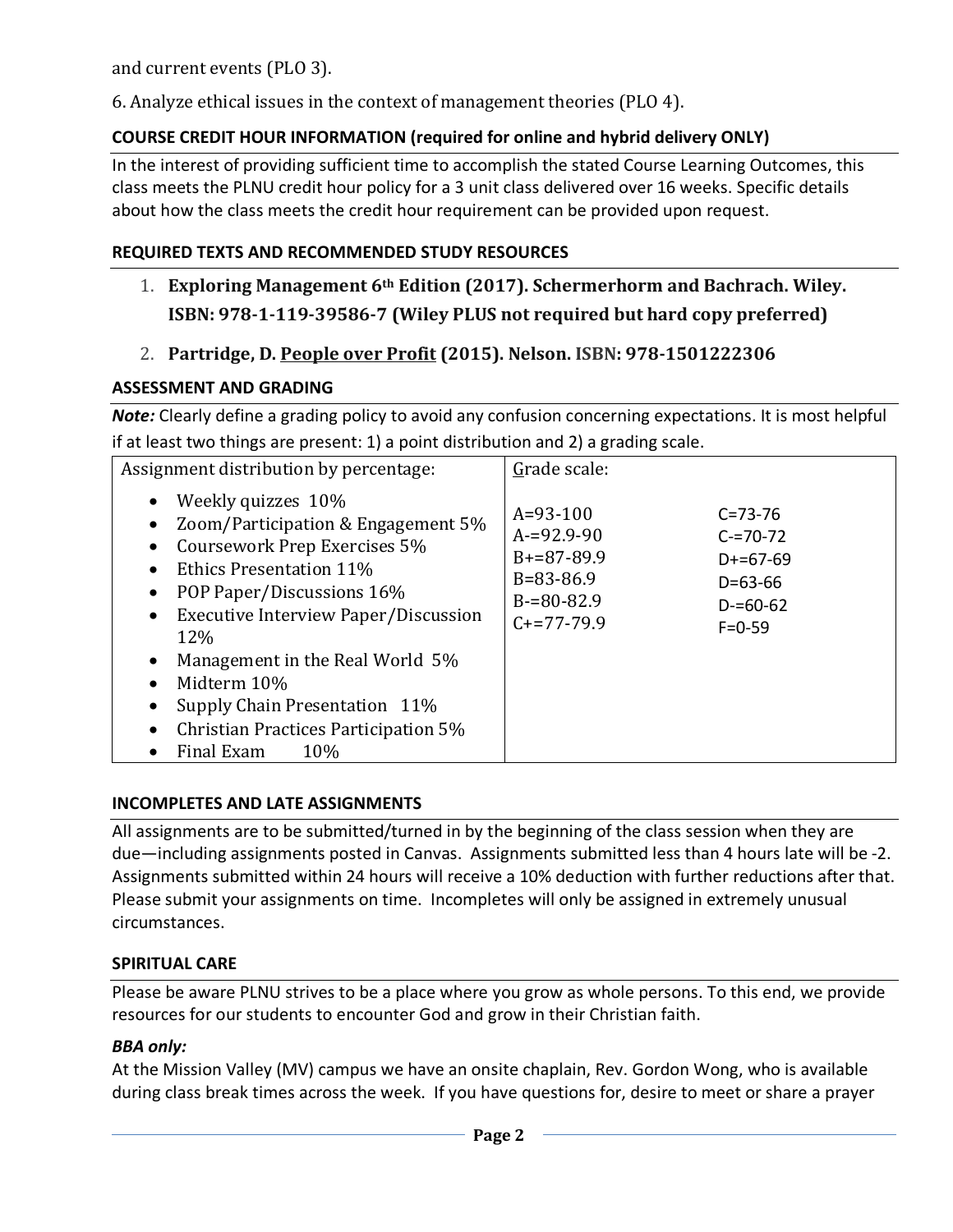and current events (PLO 3).

6. Analyze ethical issues in the context of management theories (PLO 4).

### COURSE CREDIT HOUR INFORMATION (required for online and hybrid delivery ONLY)

In the interest of providing sufficient time to accomplish the stated Course Learning Outcomes, this class meets the PLNU credit hour policy for a 3 unit class delivered over 16 weeks. Specific details about how the class meets the credit hour requirement can be provided upon request.

### REQUIRED TEXTS AND RECOMMENDED STUDY RESOURCES

1. **Exploring Management 6th Edition (2017). Schermerhorm and Bachrach. Wiley. ISBN: 978-1-119-39586-7 (Wiley PLUS not required but hard copy preferred)**
2. **Partridge, D. People over Profit (2015). Nelson. ISBN: 978-1501222306**

### ASSESSMENT AND GRADING

***Note:*** Clearly define a grading policy to avoid any confusion concerning expectations. It is most helpful if at least two things are present: 1) a point distribution and 2) a grading scale.

| Assignment distribution by percentage: | Grade scale: | |
|---|---|---|
| • Weekly quizzes 10%<br>• Zoom/Participation & Engagement 5%<br>• Coursework Prep Exercises 5%<br>• Ethics Presentation 11%<br>• POP Paper/Discussions 16%<br>• Executive Interview Paper/Discussion 12%<br>• Management in the Real World 5%<br>• Midterm 10%<br>• Supply Chain Presentation 11%<br>• Christian Practices Participation 5%<br>• Final Exam 10% | A=93-100<br>A-=92.9-90<br>B+=87-89.9<br>B=83-86.9<br>B-=80-82.9<br>C+=77-79.9 | C=73-76<br>C-=70-72<br>D+=67-69<br>D=63-66<br>D-=60-62<br>F=0-59 |

### INCOMPLETES AND LATE ASSIGNMENTS

All assignments are to be submitted/turned in by the beginning of the class session when they are due—including assignments posted in Canvas. Assignments submitted less than 4 hours late will be -2. Assignments submitted within 24 hours will receive a 10% deduction with further reductions after that. Please submit your assignments on time. Incompletes will only be assigned in extremely unusual circumstances.

### SPIRITUAL CARE

Please be aware PLNU strives to be a place where you grow as whole persons. To this end, we provide resources for our students to encounter God and grow in their Christian faith.

***BBA only:***

At the Mission Valley (MV) campus we have an onsite chaplain, Rev. Gordon Wong, who is available during class break times across the week. If you have questions for, desire to meet or share a prayer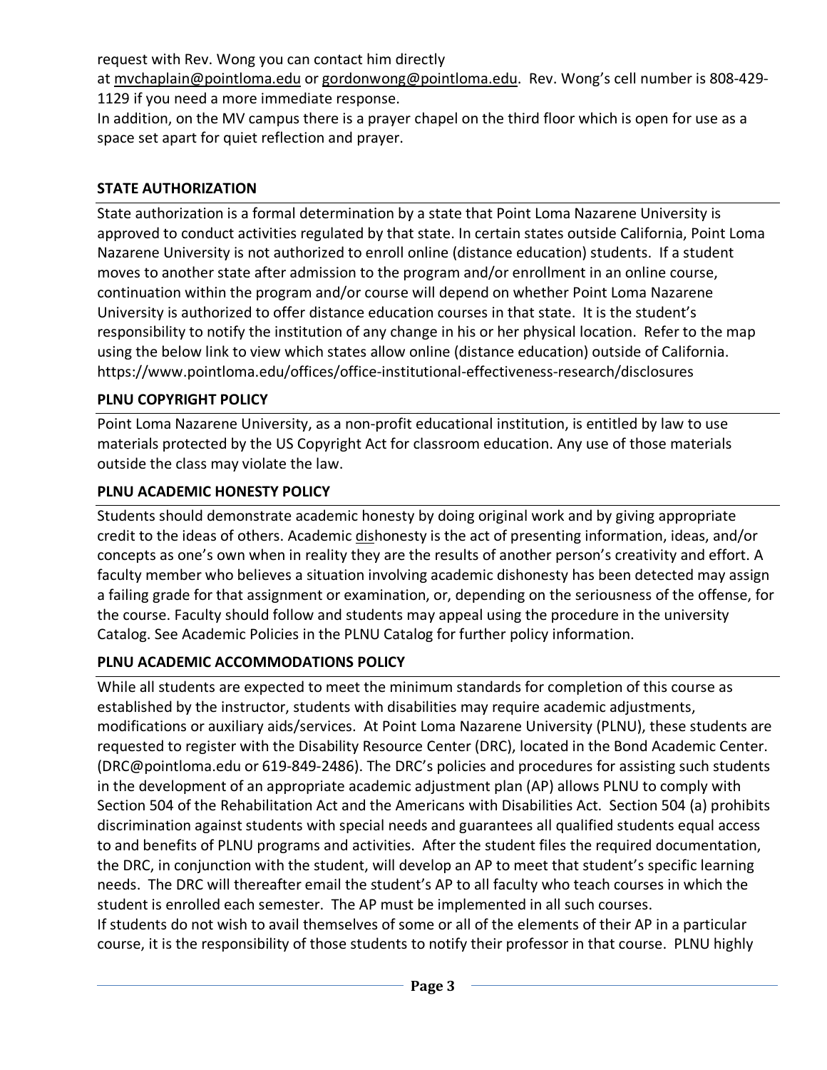request with Rev. Wong you can contact him directly at mvchaplain@pointloma.edu or gordonwong@pointloma.edu. Rev. Wong's cell number is 808-429-1129 if you need a more immediate response.
In addition, on the MV campus there is a prayer chapel on the third floor which is open for use as a space set apart for quiet reflection and prayer.

## STATE AUTHORIZATION

State authorization is a formal determination by a state that Point Loma Nazarene University is approved to conduct activities regulated by that state. In certain states outside California, Point Loma Nazarene University is not authorized to enroll online (distance education) students. If a student moves to another state after admission to the program and/or enrollment in an online course, continuation within the program and/or course will depend on whether Point Loma Nazarene University is authorized to offer distance education courses in that state. It is the student's responsibility to notify the institution of any change in his or her physical location. Refer to the map using the below link to view which states allow online (distance education) outside of California. https://www.pointloma.edu/offices/office-institutional-effectiveness-research/disclosures

## PLNU COPYRIGHT POLICY

Point Loma Nazarene University, as a non-profit educational institution, is entitled by law to use materials protected by the US Copyright Act for classroom education. Any use of those materials outside the class may violate the law.

## PLNU ACADEMIC HONESTY POLICY

Students should demonstrate academic honesty by doing original work and by giving appropriate credit to the ideas of others. Academic dishonesty is the act of presenting information, ideas, and/or concepts as one's own when in reality they are the results of another person's creativity and effort. A faculty member who believes a situation involving academic dishonesty has been detected may assign a failing grade for that assignment or examination, or, depending on the seriousness of the offense, for the course. Faculty should follow and students may appeal using the procedure in the university Catalog. See Academic Policies in the PLNU Catalog for further policy information.

## PLNU ACADEMIC ACCOMMODATIONS POLICY

While all students are expected to meet the minimum standards for completion of this course as established by the instructor, students with disabilities may require academic adjustments, modifications or auxiliary aids/services. At Point Loma Nazarene University (PLNU), these students are requested to register with the Disability Resource Center (DRC), located in the Bond Academic Center. (DRC@pointloma.edu or 619-849-2486). The DRC's policies and procedures for assisting such students in the development of an appropriate academic adjustment plan (AP) allows PLNU to comply with Section 504 of the Rehabilitation Act and the Americans with Disabilities Act. Section 504 (a) prohibits discrimination against students with special needs and guarantees all qualified students equal access to and benefits of PLNU programs and activities. After the student files the required documentation, the DRC, in conjunction with the student, will develop an AP to meet that student's specific learning needs. The DRC will thereafter email the student's AP to all faculty who teach courses in which the student is enrolled each semester. The AP must be implemented in all such courses.
If students do not wish to avail themselves of some or all of the elements of their AP in a particular course, it is the responsibility of those students to notify their professor in that course. PLNU highly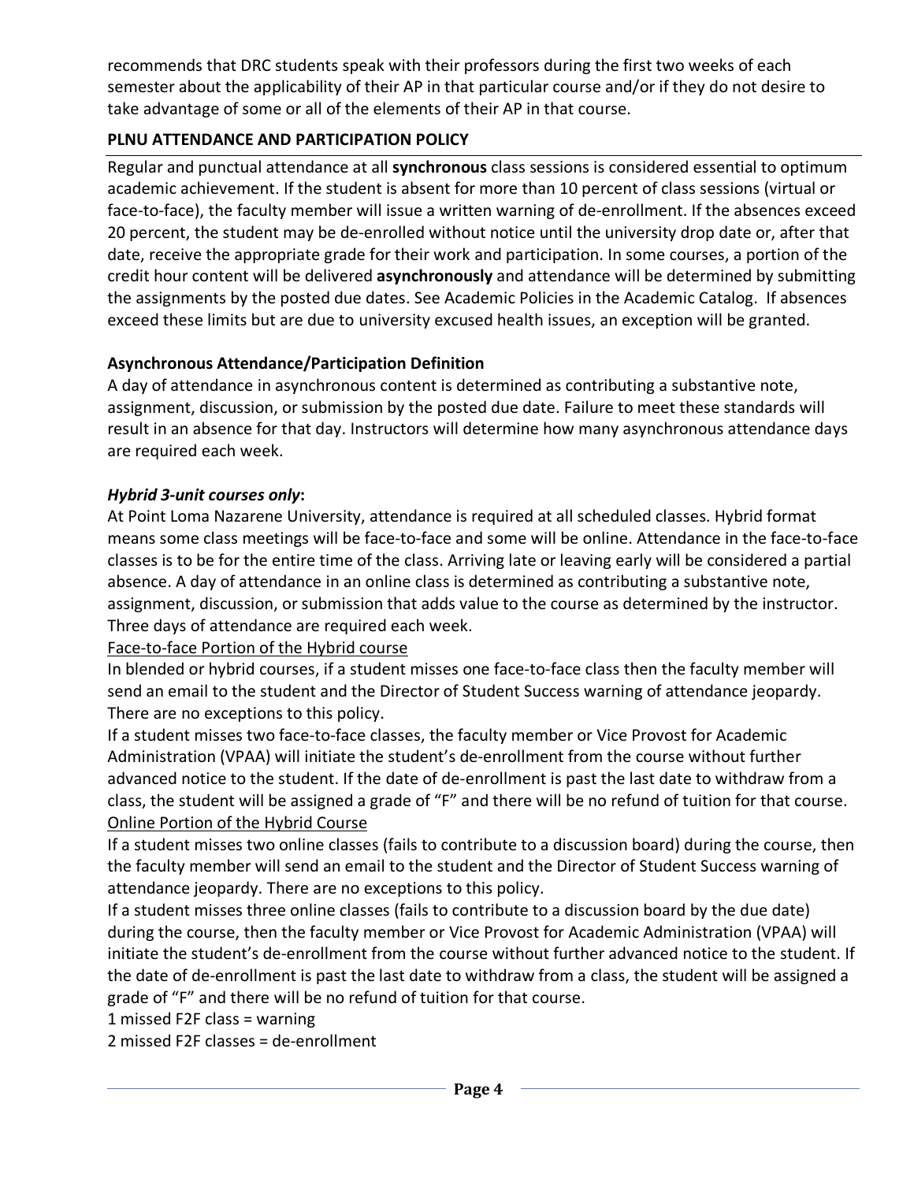recommends that DRC students speak with their professors during the first two weeks of each semester about the applicability of their AP in that particular course and/or if they do not desire to take advantage of some or all of the elements of their AP in that course.

## PLNU ATTENDANCE AND PARTICIPATION POLICY

Regular and punctual attendance at all **synchronous** class sessions is considered essential to optimum academic achievement. If the student is absent for more than 10 percent of class sessions (virtual or face-to-face), the faculty member will issue a written warning of de-enrollment. If the absences exceed 20 percent, the student may be de-enrolled without notice until the university drop date or, after that date, receive the appropriate grade for their work and participation. In some courses, a portion of the credit hour content will be delivered **asynchronously** and attendance will be determined by submitting the assignments by the posted due dates. See Academic Policies in the Academic Catalog. If absences exceed these limits but are due to university excused health issues, an exception will be granted.

### Asynchronous Attendance/Participation Definition

A day of attendance in asynchronous content is determined as contributing a substantive note, assignment, discussion, or submission by the posted due date. Failure to meet these standards will result in an absence for that day. Instructors will determine how many asynchronous attendance days are required each week.

***Hybrid 3-unit courses only*:**

At Point Loma Nazarene University, attendance is required at all scheduled classes. Hybrid format means some class meetings will be face-to-face and some will be online. Attendance in the face-to-face classes is to be for the entire time of the class. Arriving late or leaving early will be considered a partial absence. A day of attendance in an online class is determined as contributing a substantive note, assignment, discussion, or submission that adds value to the course as determined by the instructor. Three days of attendance are required each week.

<u>Face-to-face Portion of the Hybrid course</u>

In blended or hybrid courses, if a student misses one face-to-face class then the faculty member will send an email to the student and the Director of Student Success warning of attendance jeopardy. There are no exceptions to this policy.

If a student misses two face-to-face classes, the faculty member or Vice Provost for Academic Administration (VPAA) will initiate the student's de-enrollment from the course without further advanced notice to the student. If the date of de-enrollment is past the last date to withdraw from a class, the student will be assigned a grade of "F" and there will be no refund of tuition for that course.

<u>Online Portion of the Hybrid Course</u>

If a student misses two online classes (fails to contribute to a discussion board) during the course, then the faculty member will send an email to the student and the Director of Student Success warning of attendance jeopardy. There are no exceptions to this policy.

If a student misses three online classes (fails to contribute to a discussion board by the due date) during the course, then the faculty member or Vice Provost for Academic Administration (VPAA) will initiate the student's de-enrollment from the course without further advanced notice to the student. If the date of de-enrollment is past the last date to withdraw from a class, the student will be assigned a grade of "F" and there will be no refund of tuition for that course.

1 missed F2F class = warning

2 missed F2F classes = de-enrollment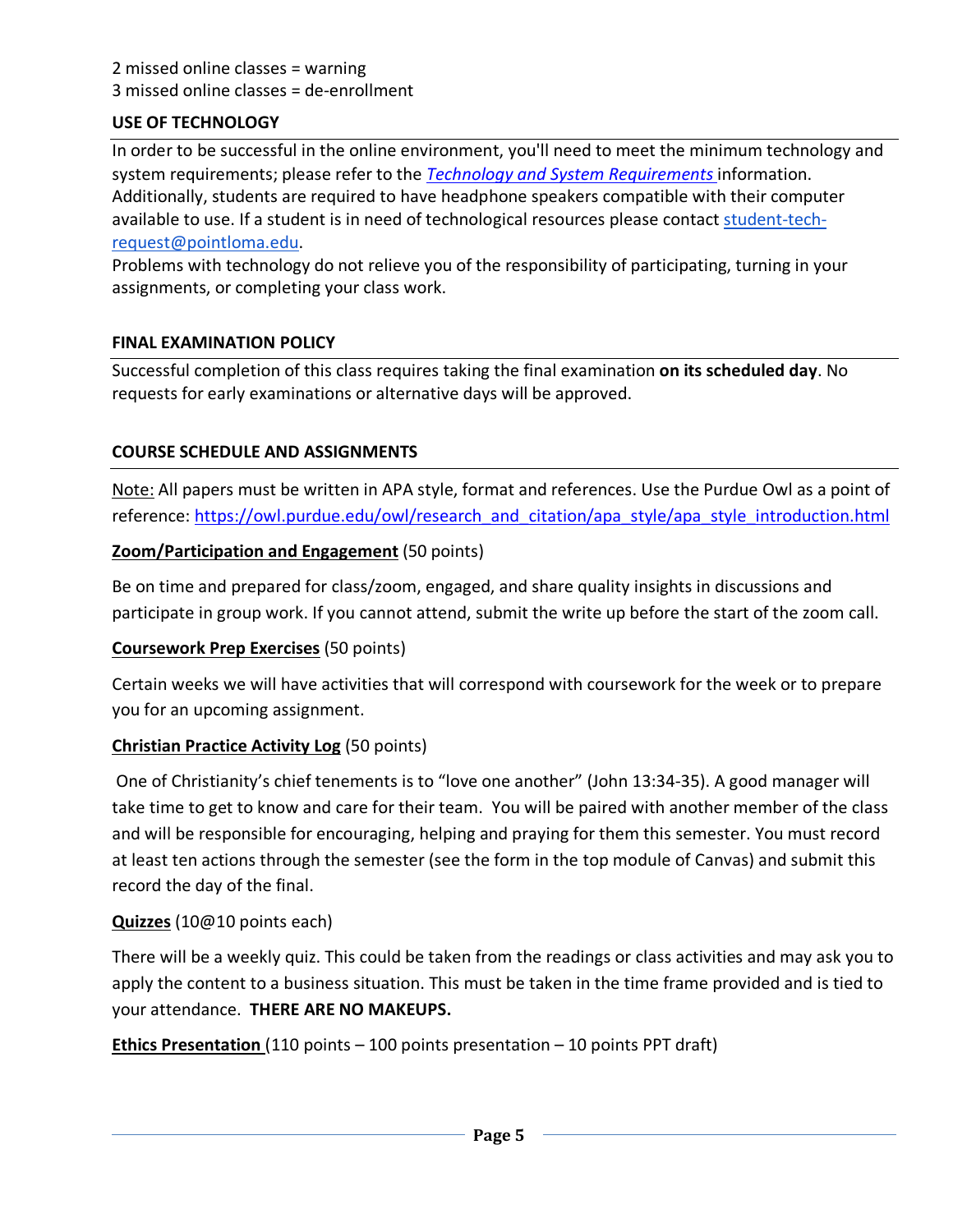2 missed online classes = warning
3 missed online classes = de-enrollment

**USE OF TECHNOLOGY**

In order to be successful in the online environment, you'll need to meet the minimum technology and system requirements; please refer to the *[Technology and System Requirements](#)* information. Additionally, students are required to have headphone speakers compatible with their computer available to use. If a student is in need of technological resources please contact [student-tech-request@pointloma.edu](mailto:student-tech-request@pointloma.edu).
Problems with technology do not relieve you of the responsibility of participating, turning in your assignments, or completing your class work.

**FINAL EXAMINATION POLICY**

Successful completion of this class requires taking the final examination **on its scheduled day**. No requests for early examinations or alternative days will be approved.

**COURSE SCHEDULE AND ASSIGNMENTS**

Note: All papers must be written in APA style, format and references. Use the Purdue Owl as a point of reference: https://owl.purdue.edu/owl/research_and_citation/apa_style/apa_style_introduction.html

**Zoom/Participation and Engagement** (50 points)

Be on time and prepared for class/zoom, engaged, and share quality insights in discussions and participate in group work. If you cannot attend, submit the write up before the start of the zoom call.

**Coursework Prep Exercises** (50 points)

Certain weeks we will have activities that will correspond with coursework for the week or to prepare you for an upcoming assignment.

**Christian Practice Activity Log** (50 points)

One of Christianity's chief tenements is to "love one another" (John 13:34-35). A good manager will take time to get to know and care for their team. You will be paired with another member of the class and will be responsible for encouraging, helping and praying for them this semester. You must record at least ten actions through the semester (see the form in the top module of Canvas) and submit this record the day of the final.

**Quizzes** (10@10 points each)

There will be a weekly quiz. This could be taken from the readings or class activities and may ask you to apply the content to a business situation. This must be taken in the time frame provided and is tied to your attendance. **THERE ARE NO MAKEUPS.**

**Ethics Presentation** (110 points – 100 points presentation – 10 points PPT draft)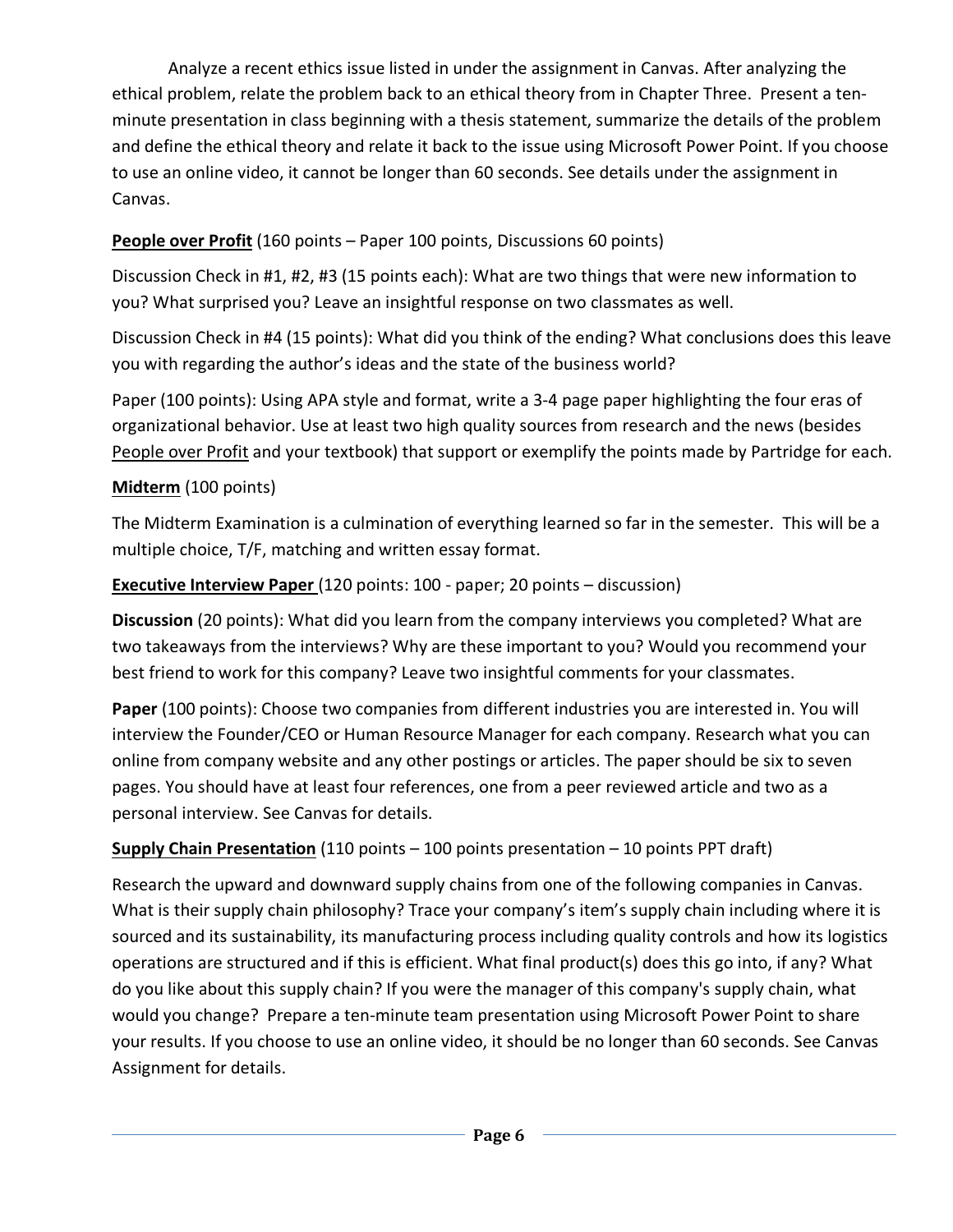Analyze a recent ethics issue listed in under the assignment in Canvas. After analyzing the ethical problem, relate the problem back to an ethical theory from in Chapter Three. Present a ten-minute presentation in class beginning with a thesis statement, summarize the details of the problem and define the ethical theory and relate it back to the issue using Microsoft Power Point. If you choose to use an online video, it cannot be longer than 60 seconds. See details under the assignment in Canvas.

**People over Profit** (160 points – Paper 100 points, Discussions 60 points)

Discussion Check in #1, #2, #3 (15 points each): What are two things that were new information to you? What surprised you? Leave an insightful response on two classmates as well.

Discussion Check in #4 (15 points): What did you think of the ending? What conclusions does this leave you with regarding the author's ideas and the state of the business world?

Paper (100 points): Using APA style and format, write a 3-4 page paper highlighting the four eras of organizational behavior. Use at least two high quality sources from research and the news (besides People over Profit and your textbook) that support or exemplify the points made by Partridge for each.

**Midterm** (100 points)

The Midterm Examination is a culmination of everything learned so far in the semester. This will be a multiple choice, T/F, matching and written essay format.

**Executive Interview Paper** (120 points: 100 - paper; 20 points – discussion)

**Discussion** (20 points): What did you learn from the company interviews you completed? What are two takeaways from the interviews? Why are these important to you? Would you recommend your best friend to work for this company? Leave two insightful comments for your classmates.

**Paper** (100 points): Choose two companies from different industries you are interested in. You will interview the Founder/CEO or Human Resource Manager for each company. Research what you can online from company website and any other postings or articles. The paper should be six to seven pages. You should have at least four references, one from a peer reviewed article and two as a personal interview. See Canvas for details.

**Supply Chain Presentation** (110 points – 100 points presentation – 10 points PPT draft)

Research the upward and downward supply chains from one of the following companies in Canvas. What is their supply chain philosophy? Trace your company's item's supply chain including where it is sourced and its sustainability, its manufacturing process including quality controls and how its logistics operations are structured and if this is efficient. What final product(s) does this go into, if any? What do you like about this supply chain? If you were the manager of this company's supply chain, what would you change? Prepare a ten-minute team presentation using Microsoft Power Point to share your results. If you choose to use an online video, it should be no longer than 60 seconds. See Canvas Assignment for details.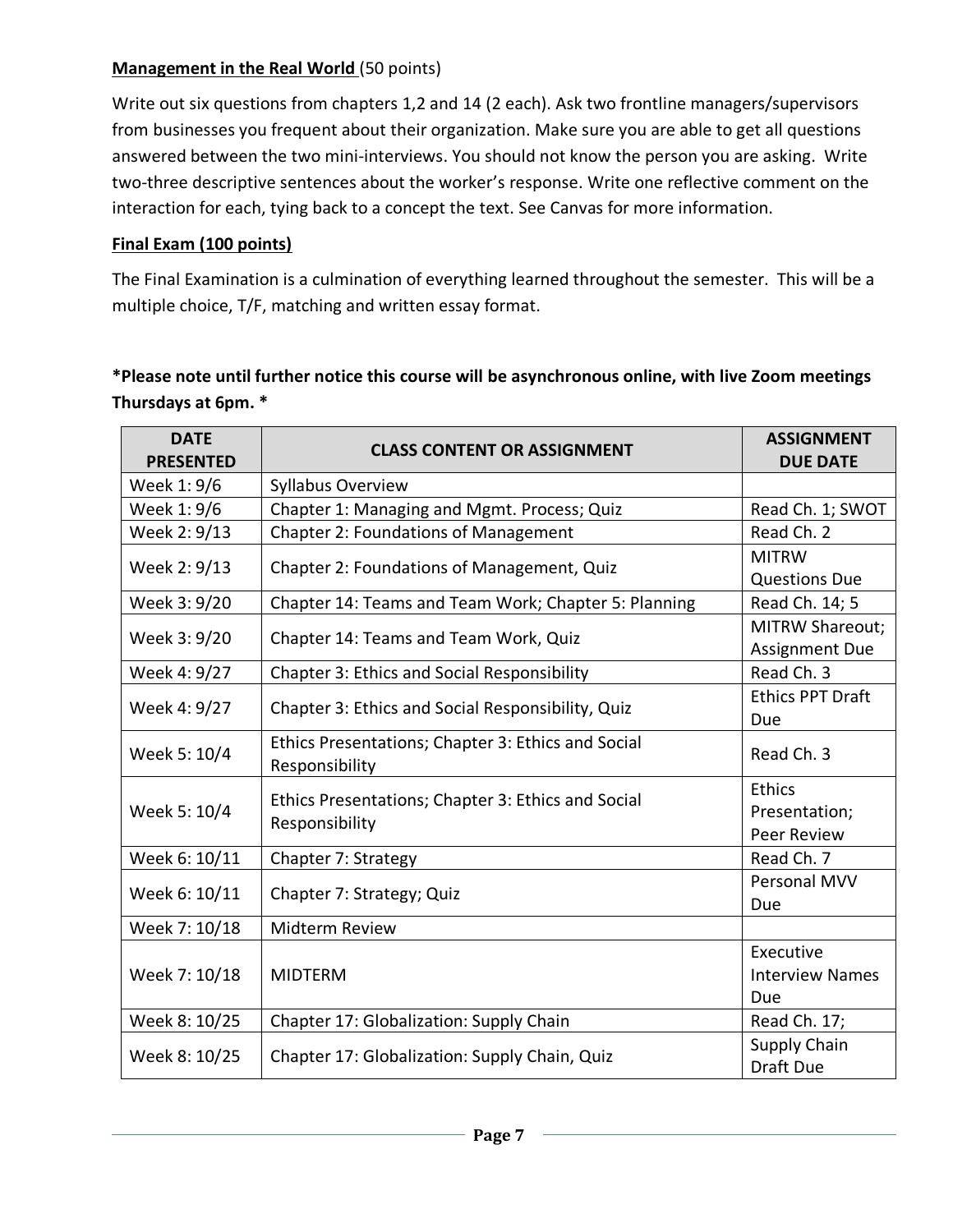**<u>Management in the Real World</u>** (50 points)

Write out six questions from chapters 1,2 and 14 (2 each). Ask two frontline managers/supervisors from businesses you frequent about their organization. Make sure you are able to get all questions answered between the two mini-interviews. You should not know the person you are asking. Write two-three descriptive sentences about the worker's response. Write one reflective comment on the interaction for each, tying back to a concept the text. See Canvas for more information.

**<u>Final Exam (100 points)</u>**

The Final Examination is a culmination of everything learned throughout the semester. This will be a multiple choice, T/F, matching and written essay format.

***Please note until further notice this course will be asynchronous online, with live Zoom meetings Thursdays at 6pm. ***

| DATE PRESENTED | CLASS CONTENT OR ASSIGNMENT | ASSIGNMENT DUE DATE |
|---|---|---|
| Week 1: 9/6 | Syllabus Overview | |
| Week 1: 9/6 | Chapter 1: Managing and Mgmt. Process; Quiz | Read Ch. 1; SWOT |
| Week 2: 9/13 | Chapter 2: Foundations of Management | Read Ch. 2 |
| Week 2: 9/13 | Chapter 2: Foundations of Management, Quiz | MITRW Questions Due |
| Week 3: 9/20 | Chapter 14: Teams and Team Work; Chapter 5: Planning | Read Ch. 14; 5 |
| Week 3: 9/20 | Chapter 14: Teams and Team Work, Quiz | MITRW Shareout; Assignment Due |
| Week 4: 9/27 | Chapter 3: Ethics and Social Responsibility | Read Ch. 3 |
| Week 4: 9/27 | Chapter 3: Ethics and Social Responsibility, Quiz | Ethics PPT Draft Due |
| Week 5: 10/4 | Ethics Presentations; Chapter 3: Ethics and Social Responsibility | Read Ch. 3 |
| Week 5: 10/4 | Ethics Presentations; Chapter 3: Ethics and Social Responsibility | Ethics Presentation; Peer Review |
| Week 6: 10/11 | Chapter 7: Strategy | Read Ch. 7 |
| Week 6: 10/11 | Chapter 7: Strategy; Quiz | Personal MVV Due |
| Week 7: 10/18 | Midterm Review | |
| Week 7: 10/18 | MIDTERM | Executive Interview Names Due |
| Week 8: 10/25 | Chapter 17: Globalization: Supply Chain | Read Ch. 17; |
| Week 8: 10/25 | Chapter 17: Globalization: Supply Chain, Quiz | Supply Chain Draft Due |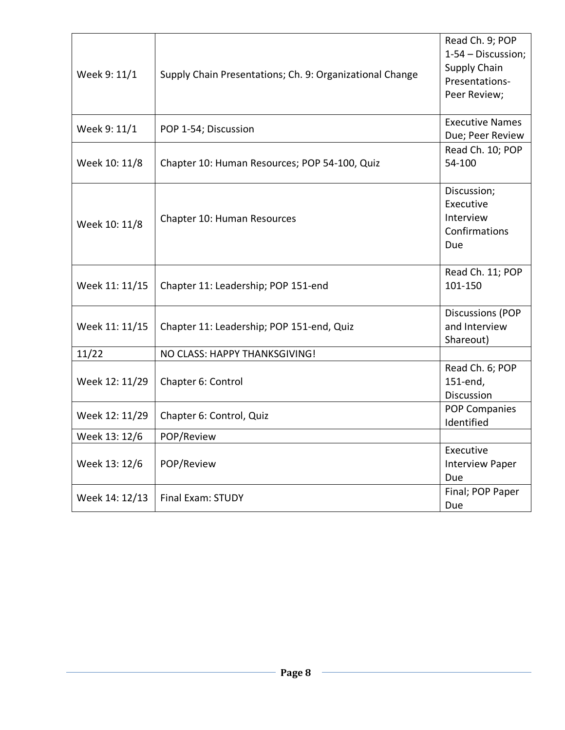| | | |
|---|---|---|
| Week 9: 11/1 | Supply Chain Presentations; Ch. 9: Organizational Change | Read Ch. 9; POP 1-54 – Discussion; Supply Chain Presentations-Peer Review; |
| Week 9: 11/1 | POP 1-54; Discussion | Executive Names Due; Peer Review |
| Week 10: 11/8 | Chapter 10: Human Resources; POP 54-100, Quiz | Read Ch. 10; POP 54-100 |
| Week 10: 11/8 | Chapter 10: Human Resources | Discussion; Executive Interview Confirmations Due |
| Week 11: 11/15 | Chapter 11: Leadership; POP 151-end | Read Ch. 11; POP 101-150 |
| Week 11: 11/15 | Chapter 11: Leadership; POP 151-end, Quiz | Discussions (POP and Interview Shareout) |
| 11/22 | NO CLASS: HAPPY THANKSGIVING! | |
| Week 12: 11/29 | Chapter 6: Control | Read Ch. 6; POP 151-end, Discussion |
| Week 12: 11/29 | Chapter 6: Control, Quiz | POP Companies Identified |
| Week 13: 12/6 | POP/Review | |
| Week 13: 12/6 | POP/Review | Executive Interview Paper Due |
| Week 14: 12/13 | Final Exam: STUDY | Final; POP Paper Due |